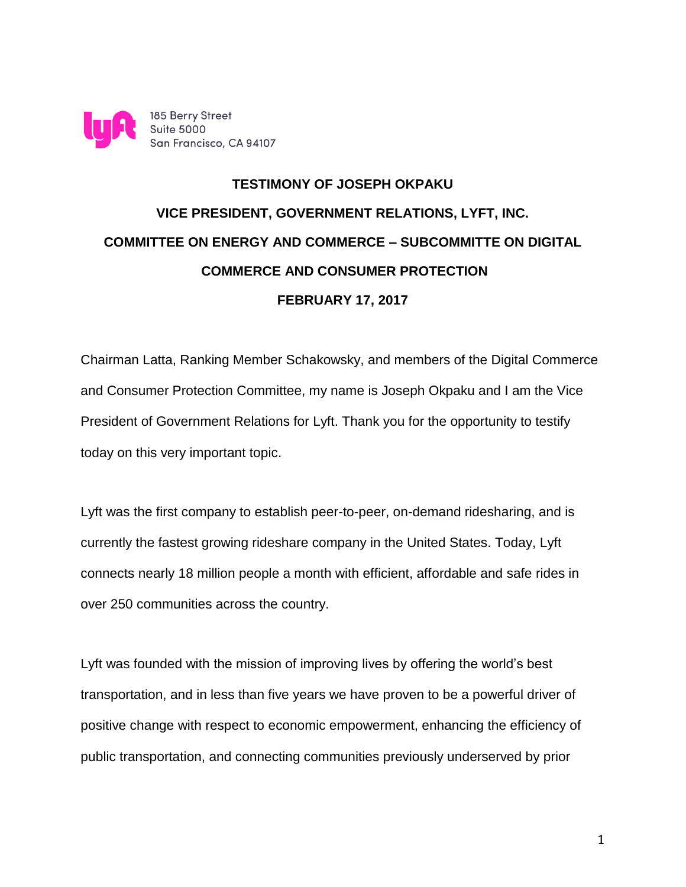185 Berry Street
Suite 5000
San Francisco, CA 94107

**TESTIMONY OF JOSEPH OKPAKU**

**VICE PRESIDENT, GOVERNMENT RELATIONS, LYFT, INC.**

**COMMITTEE ON ENERGY AND COMMERCE – SUBCOMMITTE ON DIGITAL COMMERCE AND CONSUMER PROTECTION**

**FEBRUARY 17, 2017**

Chairman Latta, Ranking Member Schakowsky, and members of the Digital Commerce and Consumer Protection Committee, my name is Joseph Okpaku and I am the Vice President of Government Relations for Lyft. Thank you for the opportunity to testify today on this very important topic.

Lyft was the first company to establish peer-to-peer, on-demand ridesharing, and is currently the fastest growing rideshare company in the United States. Today, Lyft connects nearly 18 million people a month with efficient, affordable and safe rides in over 250 communities across the country.

Lyft was founded with the mission of improving lives by offering the world's best transportation, and in less than five years we have proven to be a powerful driver of positive change with respect to economic empowerment, enhancing the efficiency of public transportation, and connecting communities previously underserved by prior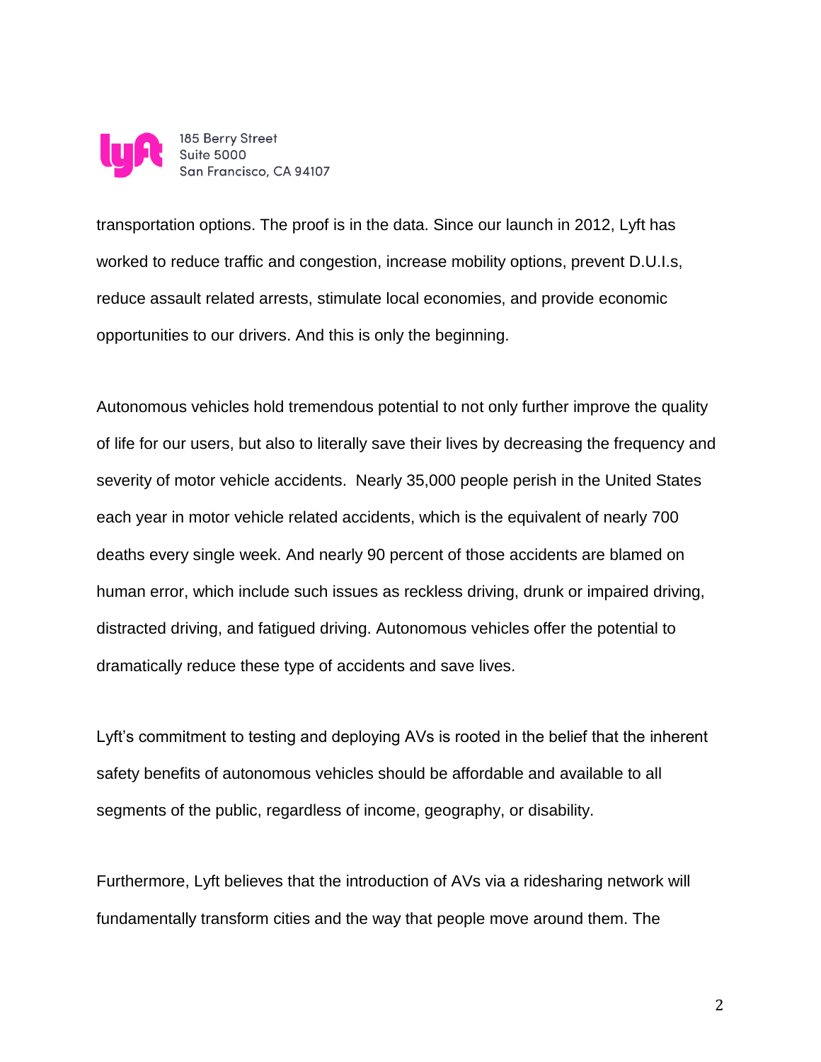transportation options. The proof is in the data. Since our launch in 2012, Lyft has worked to reduce traffic and congestion, increase mobility options, prevent D.U.I.s, reduce assault related arrests, stimulate local economies, and provide economic opportunities to our drivers. And this is only the beginning.

Autonomous vehicles hold tremendous potential to not only further improve the quality of life for our users, but also to literally save their lives by decreasing the frequency and severity of motor vehicle accidents. Nearly 35,000 people perish in the United States each year in motor vehicle related accidents, which is the equivalent of nearly 700 deaths every single week. And nearly 90 percent of those accidents are blamed on human error, which include such issues as reckless driving, drunk or impaired driving, distracted driving, and fatigued driving. Autonomous vehicles offer the potential to dramatically reduce these type of accidents and save lives.

Lyft's commitment to testing and deploying AVs is rooted in the belief that the inherent safety benefits of autonomous vehicles should be affordable and available to all segments of the public, regardless of income, geography, or disability.

Furthermore, Lyft believes that the introduction of AVs via a ridesharing network will fundamentally transform cities and the way that people move around them. The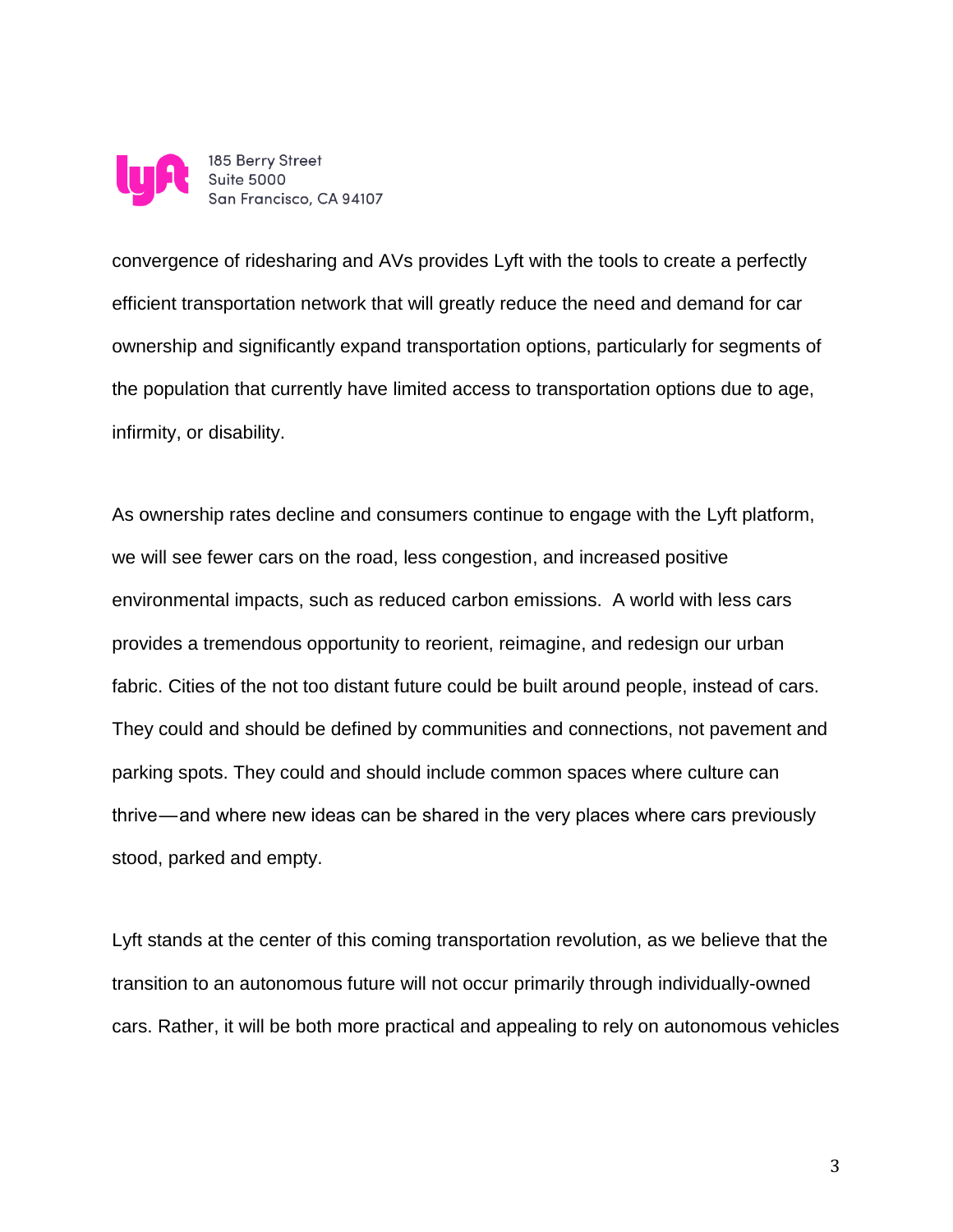convergence of ridesharing and AVs provides Lyft with the tools to create a perfectly efficient transportation network that will greatly reduce the need and demand for car ownership and significantly expand transportation options, particularly for segments of the population that currently have limited access to transportation options due to age, infirmity, or disability.

As ownership rates decline and consumers continue to engage with the Lyft platform, we will see fewer cars on the road, less congestion, and increased positive environmental impacts, such as reduced carbon emissions. A world with less cars provides a tremendous opportunity to reorient, reimagine, and redesign our urban fabric. Cities of the not too distant future could be built around people, instead of cars. They could and should be defined by communities and connections, not pavement and parking spots. They could and should include common spaces where culture can thrive—and where new ideas can be shared in the very places where cars previously stood, parked and empty.

Lyft stands at the center of this coming transportation revolution, as we believe that the transition to an autonomous future will not occur primarily through individually-owned cars. Rather, it will be both more practical and appealing to rely on autonomous vehicles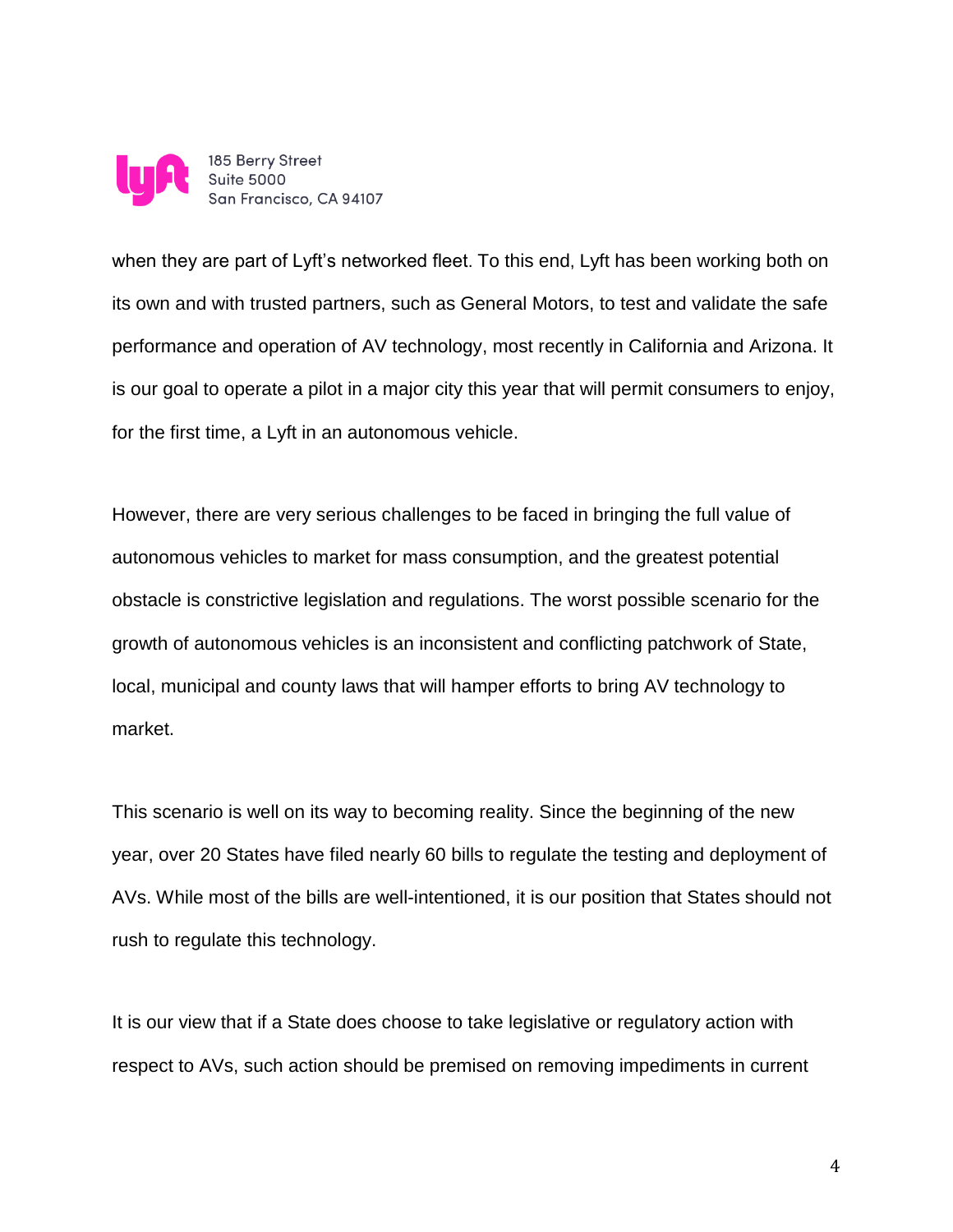when they are part of Lyft's networked fleet. To this end, Lyft has been working both on its own and with trusted partners, such as General Motors, to test and validate the safe performance and operation of AV technology, most recently in California and Arizona. It is our goal to operate a pilot in a major city this year that will permit consumers to enjoy, for the first time, a Lyft in an autonomous vehicle.

However, there are very serious challenges to be faced in bringing the full value of autonomous vehicles to market for mass consumption, and the greatest potential obstacle is constrictive legislation and regulations. The worst possible scenario for the growth of autonomous vehicles is an inconsistent and conflicting patchwork of State, local, municipal and county laws that will hamper efforts to bring AV technology to market.

This scenario is well on its way to becoming reality. Since the beginning of the new year, over 20 States have filed nearly 60 bills to regulate the testing and deployment of AVs. While most of the bills are well-intentioned, it is our position that States should not rush to regulate this technology.

It is our view that if a State does choose to take legislative or regulatory action with respect to AVs, such action should be premised on removing impediments in current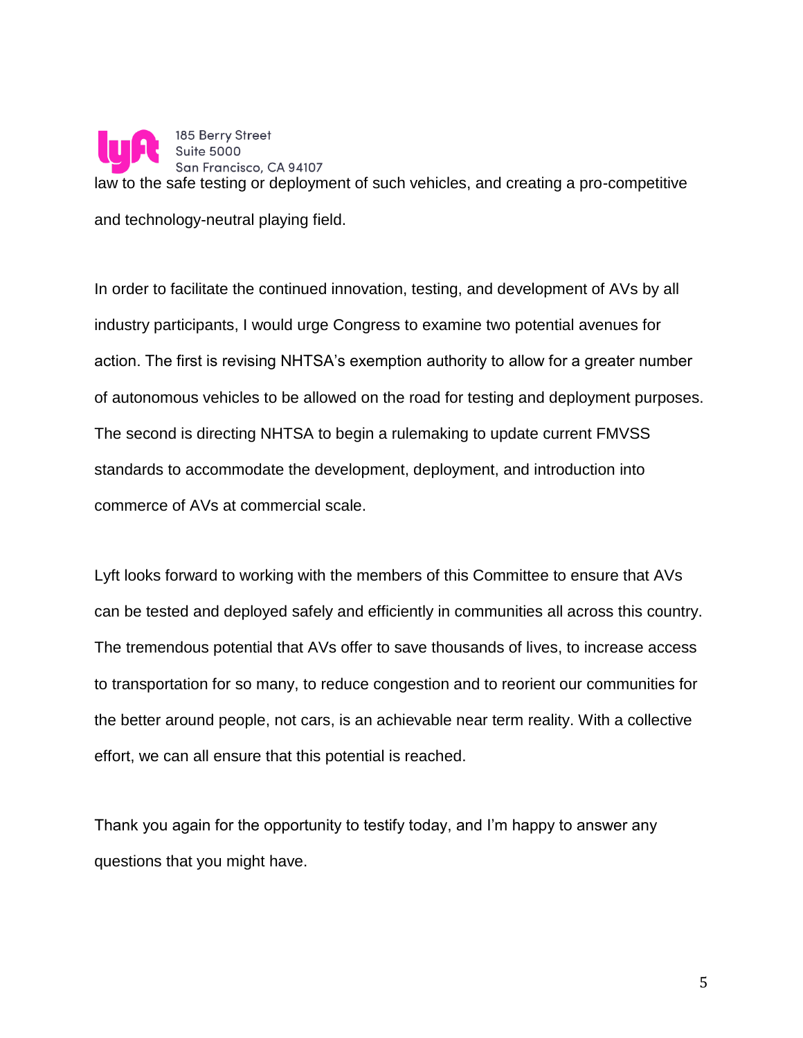law to the safe testing or deployment of such vehicles, and creating a pro-competitive and technology-neutral playing field.

In order to facilitate the continued innovation, testing, and development of AVs by all industry participants, I would urge Congress to examine two potential avenues for action. The first is revising NHTSA's exemption authority to allow for a greater number of autonomous vehicles to be allowed on the road for testing and deployment purposes. The second is directing NHTSA to begin a rulemaking to update current FMVSS standards to accommodate the development, deployment, and introduction into commerce of AVs at commercial scale.

Lyft looks forward to working with the members of this Committee to ensure that AVs can be tested and deployed safely and efficiently in communities all across this country. The tremendous potential that AVs offer to save thousands of lives, to increase access to transportation for so many, to reduce congestion and to reorient our communities for the better around people, not cars, is an achievable near term reality. With a collective effort, we can all ensure that this potential is reached.

Thank you again for the opportunity to testify today, and I'm happy to answer any questions that you might have.